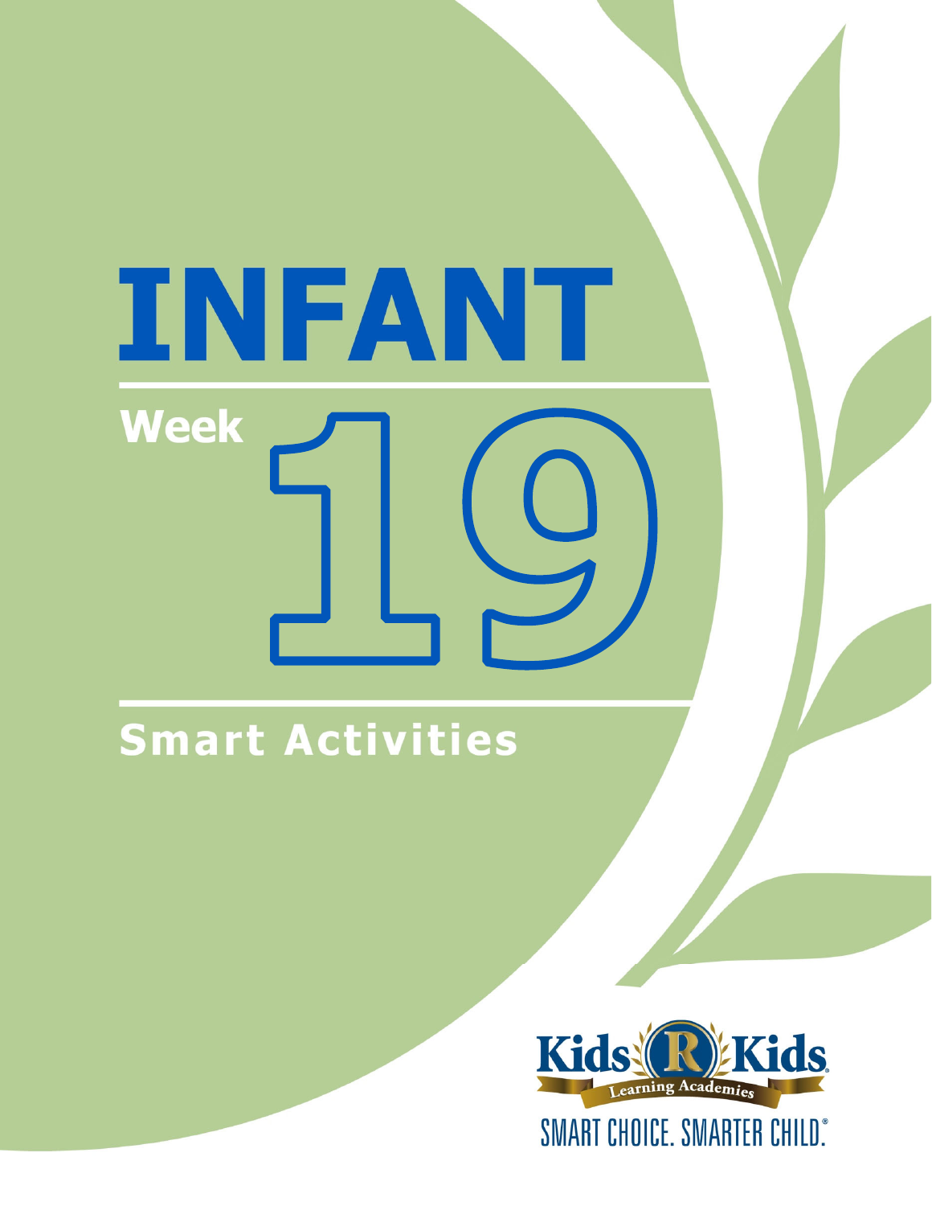# INFANT

## Week 19

## Smart Activities

Kids 'R' Kids Learning Academies

SMART CHOICE. SMARTER CHILD.®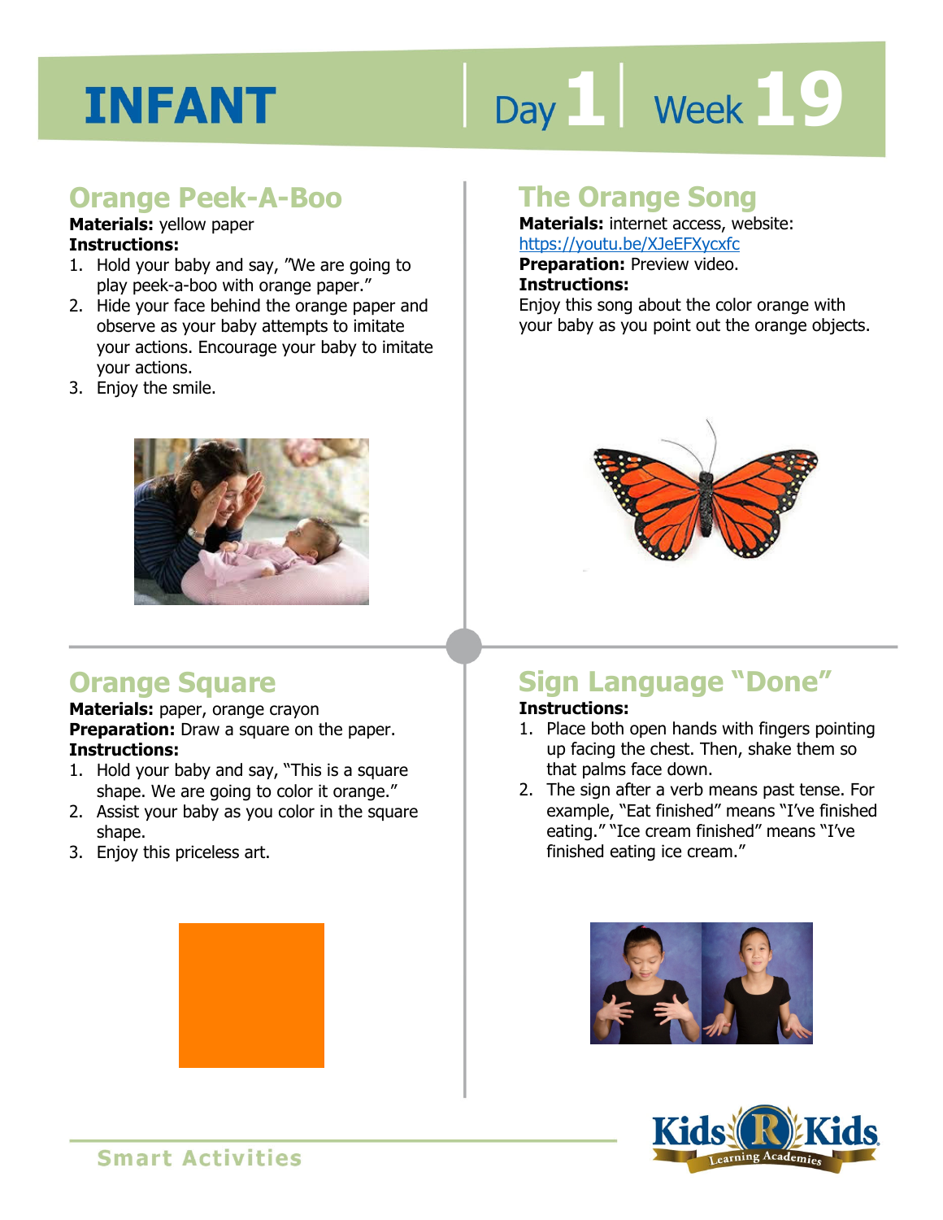# INFANT

Day 1 | Week 19

## Orange Peek-A-Boo

**Materials:** yellow paper

**Instructions:**

1. Hold your baby and say, "We are going to play peek-a-boo with orange paper."
2. Hide your face behind the orange paper and observe as your baby attempts to imitate your actions. Encourage your baby to imitate your actions.
3. Enjoy the smile.

## The Orange Song

**Materials:** internet access, website: https://youtu.be/XJeEFXycxfc

**Preparation:** Preview video.

**Instructions:**

Enjoy this song about the color orange with your baby as you point out the orange objects.

## Orange Square

**Materials:** paper, orange crayon

**Preparation:** Draw a square on the paper.

**Instructions:**

1. Hold your baby and say, "This is a square shape. We are going to color it orange."
2. Assist your baby as you color in the square shape.
3. Enjoy this priceless art.

## Sign Language "Done"

**Instructions:**

1. Place both open hands with fingers pointing up facing the chest. Then, shake them so that palms face down.
2. The sign after a verb means past tense. For example, "Eat finished" means "I've finished eating." "Ice cream finished" means "I've finished eating ice cream."

Smart Activities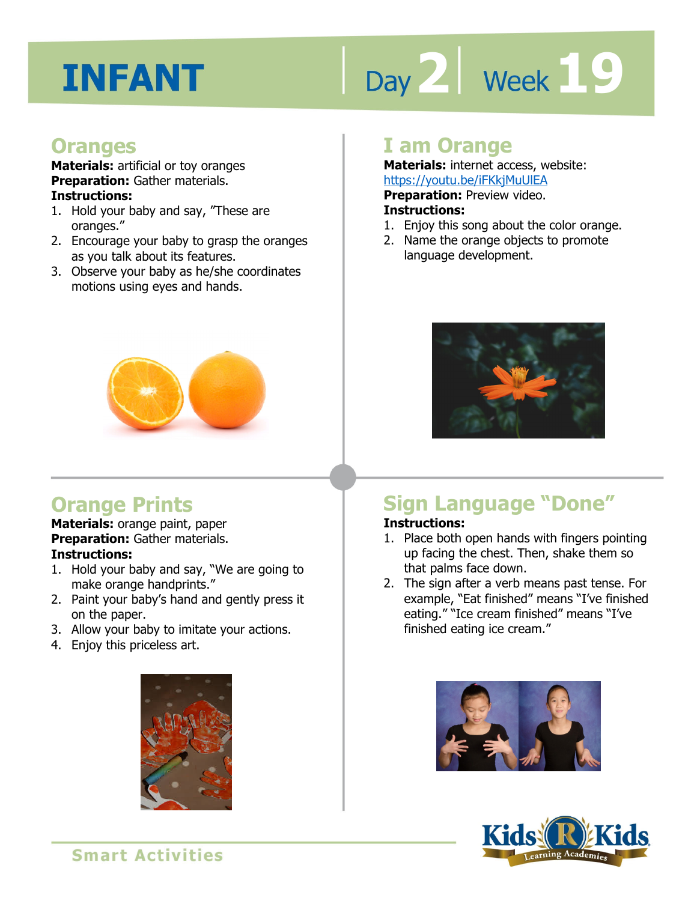# INFANT

Day 2 | Week 19

## Oranges

**Materials:** artificial or toy oranges
**Preparation:** Gather materials.
**Instructions:**

1. Hold your baby and say, "These are oranges."
2. Encourage your baby to grasp the oranges as you talk about its features.
3. Observe your baby as he/she coordinates motions using eyes and hands.

## I am Orange

**Materials:** internet access, website: https://youtu.be/iFKkjMuUlEA
**Preparation:** Preview video.
**Instructions:**

1. Enjoy this song about the color orange.
2. Name the orange objects to promote language development.

## Orange Prints

**Materials:** orange paint, paper
**Preparation:** Gather materials.
**Instructions:**

1. Hold your baby and say, "We are going to make orange handprints."
2. Paint your baby's hand and gently press it on the paper.
3. Allow your baby to imitate your actions.
4. Enjoy this priceless art.

## Sign Language "Done"

**Instructions:**

1. Place both open hands with fingers pointing up facing the chest. Then, shake them so that palms face down.
2. The sign after a verb means past tense. For example, "Eat finished" means "I've finished eating." "Ice cream finished" means "I've finished eating ice cream."

Smart Activities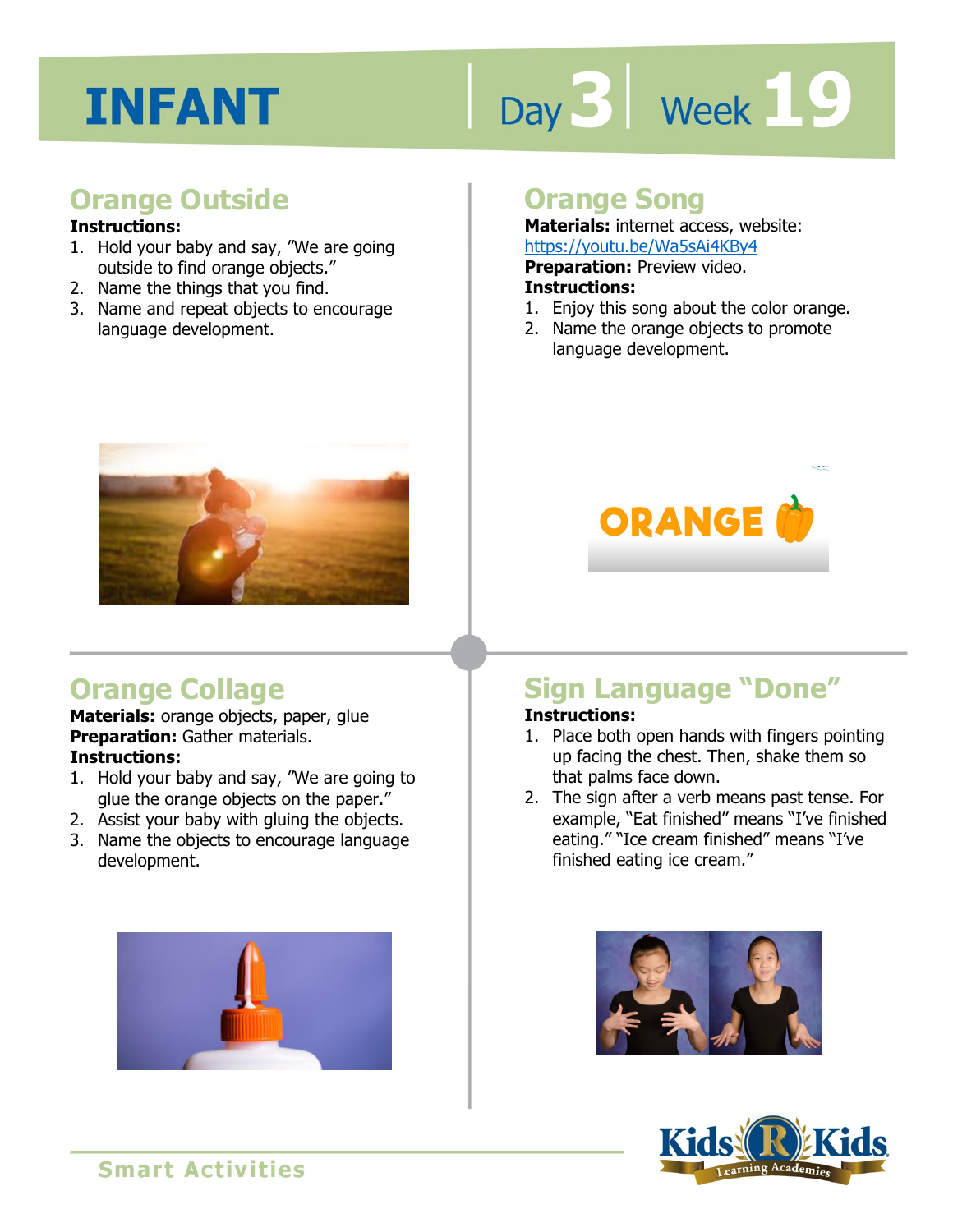# INFANT

Day 3 | Week 19

## Orange Outside

**Instructions:**

1. Hold your baby and say, "We are going outside to find orange objects."
2. Name the things that you find.
3. Name and repeat objects to encourage language development.

## Orange Song

**Materials:** internet access, website: https://youtu.be/Wa5sAi4KBy4

**Preparation:** Preview video.

**Instructions:**

1. Enjoy this song about the color orange.
2. Name the orange objects to promote language development.

## Orange Collage

**Materials:** orange objects, paper, glue

**Preparation:** Gather materials.

**Instructions:**

1. Hold your baby and say, "We are going to glue the orange objects on the paper."
2. Assist your baby with gluing the objects.
3. Name the objects to encourage language development.

## Sign Language "Done"

**Instructions:**

1. Place both open hands with fingers pointing up facing the chest. Then, shake them so that palms face down.
2. The sign after a verb means past tense. For example, "Eat finished" means "I've finished eating." "Ice cream finished" means "I've finished eating ice cream."

Smart Activities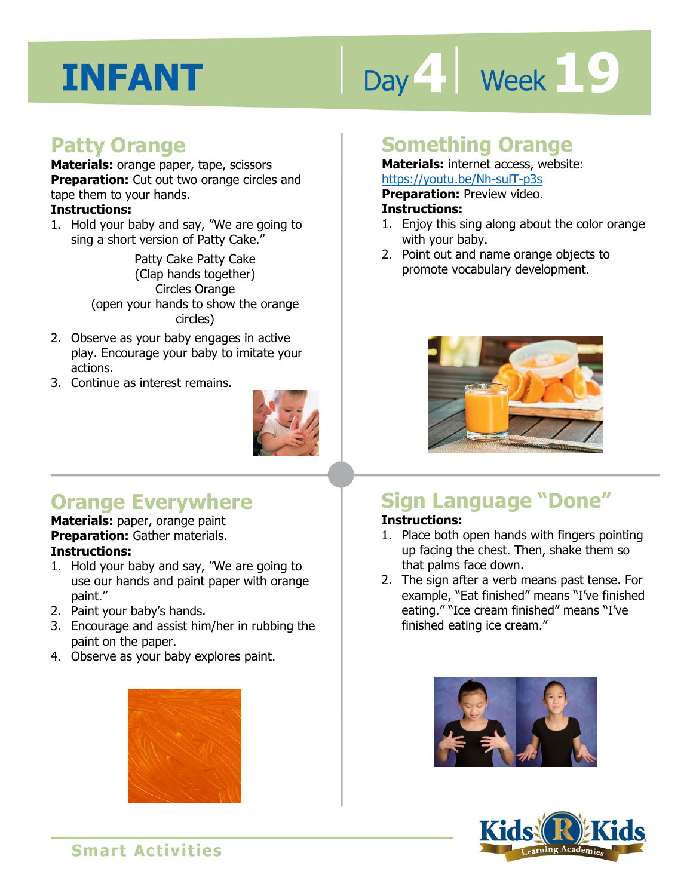# INFANT

Day 4 | Week 19

## Patty Orange

**Materials:** orange paper, tape, scissors
**Preparation:** Cut out two orange circles and tape them to your hands.
**Instructions:**

1. Hold your baby and say, "We are going to sing a short version of Patty Cake."

   Patty Cake Patty Cake
   (Clap hands together)
   Circles Orange
   (open your hands to show the orange circles)

2. Observe as your baby engages in active play. Encourage your baby to imitate your actions.
3. Continue as interest remains.

## Something Orange

**Materials:** internet access, website: https://youtu.be/Nh-sulT-p3s
**Preparation:** Preview video.
**Instructions:**

1. Enjoy this sing along about the color orange with your baby.
2. Point out and name orange objects to promote vocabulary development.

## Orange Everywhere

**Materials:** paper, orange paint
**Preparation:** Gather materials.
**Instructions:**

1. Hold your baby and say, "We are going to use our hands and paint paper with orange paint."
2. Paint your baby's hands.
3. Encourage and assist him/her in rubbing the paint on the paper.
4. Observe as your baby explores paint.

## Sign Language "Done"

**Instructions:**

1. Place both open hands with fingers pointing up facing the chest. Then, shake them so that palms face down.
2. The sign after a verb means past tense. For example, "Eat finished" means "I've finished eating." "Ice cream finished" means "I've finished eating ice cream."

Smart Activities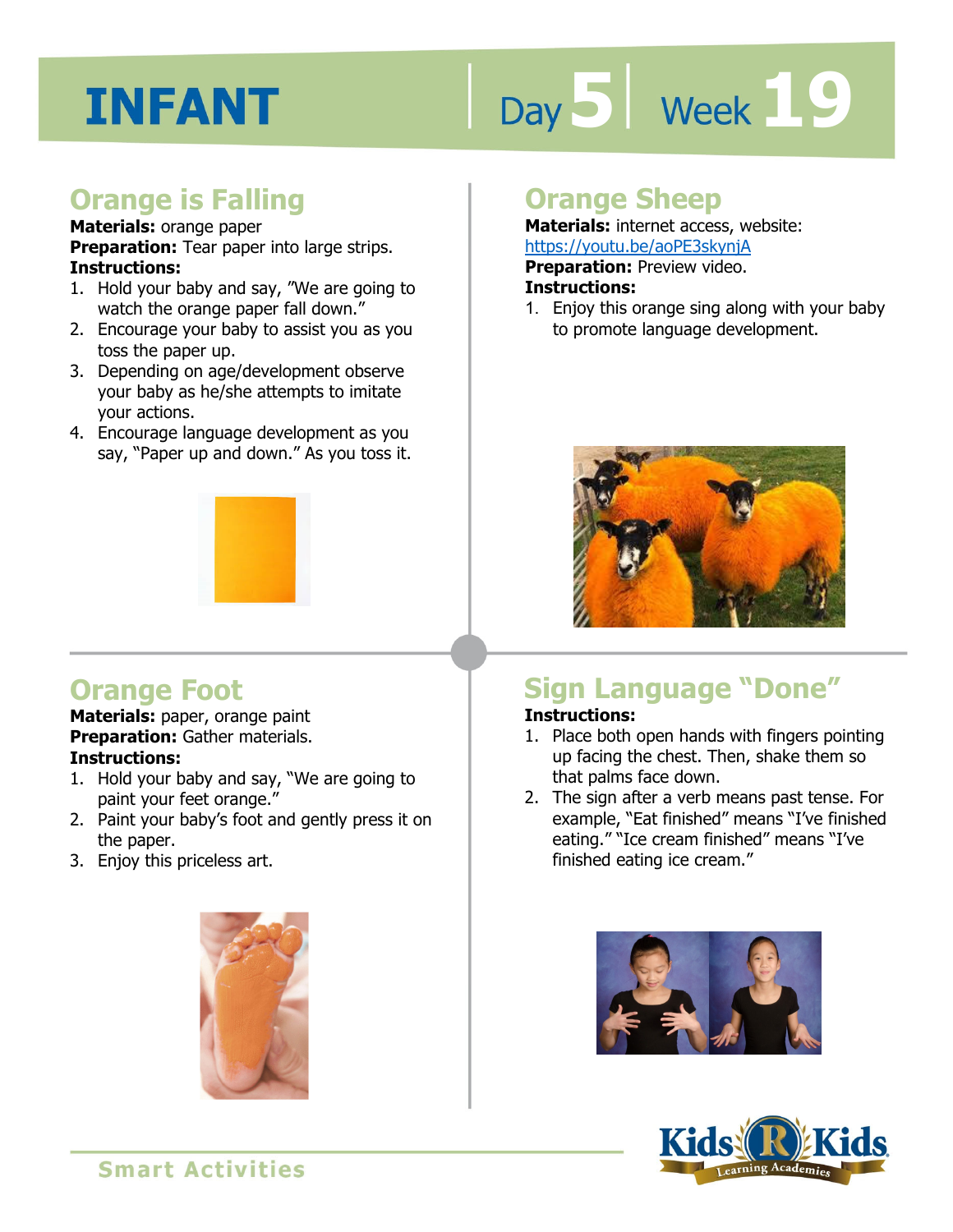# INFANT

Day 5 | Week 19

## Orange is Falling

**Materials:** orange paper
**Preparation:** Tear paper into large strips.
**Instructions:**

1. Hold your baby and say, "We are going to watch the orange paper fall down."
2. Encourage your baby to assist you as you toss the paper up.
3. Depending on age/development observe your baby as he/she attempts to imitate your actions.
4. Encourage language development as you say, "Paper up and down." As you toss it.

## Orange Sheep

**Materials:** internet access, website: https://youtu.be/aoPE3skynjA
**Preparation:** Preview video.
**Instructions:**

1. Enjoy this orange sing along with your baby to promote language development.

## Orange Foot

**Materials:** paper, orange paint
**Preparation:** Gather materials.
**Instructions:**

1. Hold your baby and say, "We are going to paint your feet orange."
2. Paint your baby's foot and gently press it on the paper.
3. Enjoy this priceless art.

## Sign Language "Done"

**Instructions:**

1. Place both open hands with fingers pointing up facing the chest. Then, shake them so that palms face down.
2. The sign after a verb means past tense. For example, "Eat finished" means "I've finished eating." "Ice cream finished" means "I've finished eating ice cream."

Smart Activities